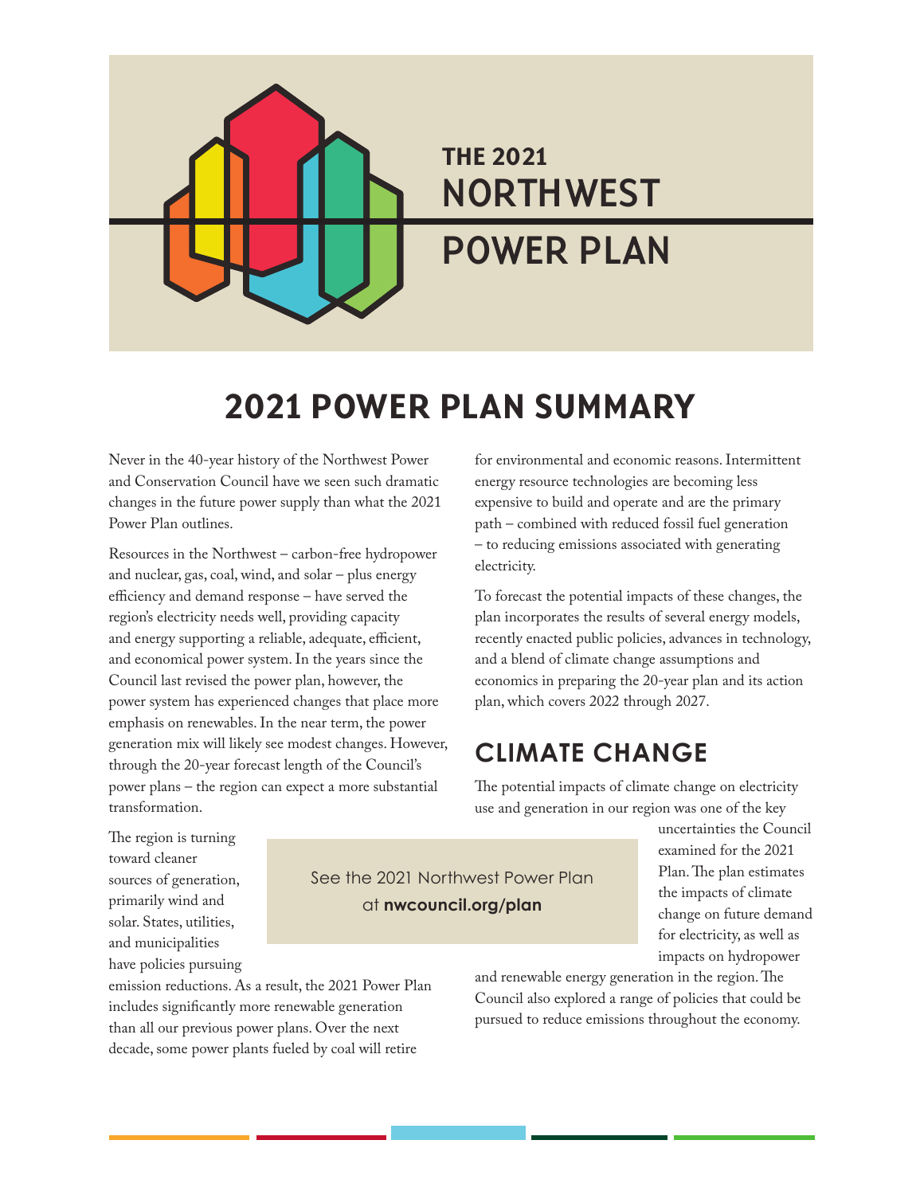THE 2021 NORTHWEST POWER PLAN

# 2021 POWER PLAN SUMMARY

Never in the 40-year history of the Northwest Power and Conservation Council have we seen such dramatic changes in the future power supply than what the 2021 Power Plan outlines.

Resources in the Northwest – carbon-free hydropower and nuclear, gas, coal, wind, and solar – plus energy efficiency and demand response – have served the region's electricity needs well, providing capacity and energy supporting a reliable, adequate, efficient, and economical power system. In the years since the Council last revised the power plan, however, the power system has experienced changes that place more emphasis on renewables. In the near term, the power generation mix will likely see modest changes. However, through the 20-year forecast length of the Council's power plans – the region can expect a more substantial transformation.

The region is turning toward cleaner sources of generation, primarily wind and solar. States, utilities, and municipalities have policies pursuing emission reductions. As a result, the 2021 Power Plan includes significantly more renewable generation than all our previous power plans. Over the next decade, some power plants fueled by coal will retire for environmental and economic reasons. Intermittent energy resource technologies are becoming less expensive to build and operate and are the primary path – combined with reduced fossil fuel generation – to reducing emissions associated with generating electricity.

To forecast the potential impacts of these changes, the plan incorporates the results of several energy models, recently enacted public policies, advances in technology, and a blend of climate change assumptions and economics in preparing the 20-year plan and its action plan, which covers 2022 through 2027.

## CLIMATE CHANGE

The potential impacts of climate change on electricity use and generation in our region was one of the key uncertainties the Council examined for the 2021 Plan. The plan estimates the impacts of climate change on future demand for electricity, as well as impacts on hydropower and renewable energy generation in the region. The Council also explored a range of policies that could be pursued to reduce emissions throughout the economy.

See the 2021 Northwest Power Plan at **nwcouncil.org/plan**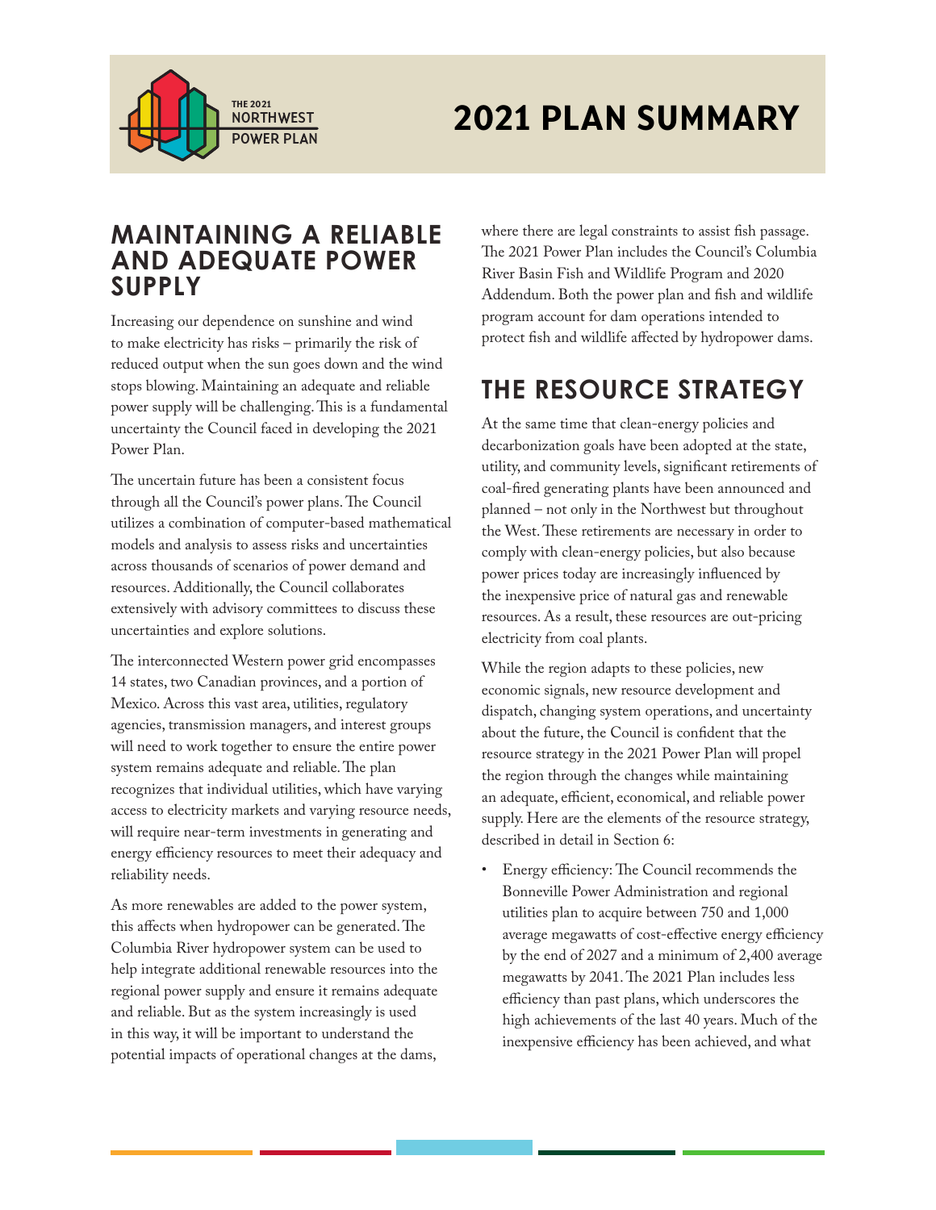# 2021 PLAN SUMMARY

## MAINTAINING A RELIABLE AND ADEQUATE POWER SUPPLY

Increasing our dependence on sunshine and wind to make electricity has risks – primarily the risk of reduced output when the sun goes down and the wind stops blowing. Maintaining an adequate and reliable power supply will be challenging. This is a fundamental uncertainty the Council faced in developing the 2021 Power Plan.

The uncertain future has been a consistent focus through all the Council's power plans. The Council utilizes a combination of computer-based mathematical models and analysis to assess risks and uncertainties across thousands of scenarios of power demand and resources. Additionally, the Council collaborates extensively with advisory committees to discuss these uncertainties and explore solutions.

The interconnected Western power grid encompasses 14 states, two Canadian provinces, and a portion of Mexico. Across this vast area, utilities, regulatory agencies, transmission managers, and interest groups will need to work together to ensure the entire power system remains adequate and reliable. The plan recognizes that individual utilities, which have varying access to electricity markets and varying resource needs, will require near-term investments in generating and energy efficiency resources to meet their adequacy and reliability needs.

As more renewables are added to the power system, this affects when hydropower can be generated. The Columbia River hydropower system can be used to help integrate additional renewable resources into the regional power supply and ensure it remains adequate and reliable. But as the system increasingly is used in this way, it will be important to understand the potential impacts of operational changes at the dams, where there are legal constraints to assist fish passage. The 2021 Power Plan includes the Council's Columbia River Basin Fish and Wildlife Program and 2020 Addendum. Both the power plan and fish and wildlife program account for dam operations intended to protect fish and wildlife affected by hydropower dams.

## THE RESOURCE STRATEGY

At the same time that clean-energy policies and decarbonization goals have been adopted at the state, utility, and community levels, significant retirements of coal-fired generating plants have been announced and planned – not only in the Northwest but throughout the West. These retirements are necessary in order to comply with clean-energy policies, but also because power prices today are increasingly influenced by the inexpensive price of natural gas and renewable resources. As a result, these resources are out-pricing electricity from coal plants.

While the region adapts to these policies, new economic signals, new resource development and dispatch, changing system operations, and uncertainty about the future, the Council is confident that the resource strategy in the 2021 Power Plan will propel the region through the changes while maintaining an adequate, efficient, economical, and reliable power supply. Here are the elements of the resource strategy, described in detail in Section 6:

- Energy efficiency: The Council recommends the Bonneville Power Administration and regional utilities plan to acquire between 750 and 1,000 average megawatts of cost-effective energy efficiency by the end of 2027 and a minimum of 2,400 average megawatts by 2041. The 2021 Plan includes less efficiency than past plans, which underscores the high achievements of the last 40 years. Much of the inexpensive efficiency has been achieved, and what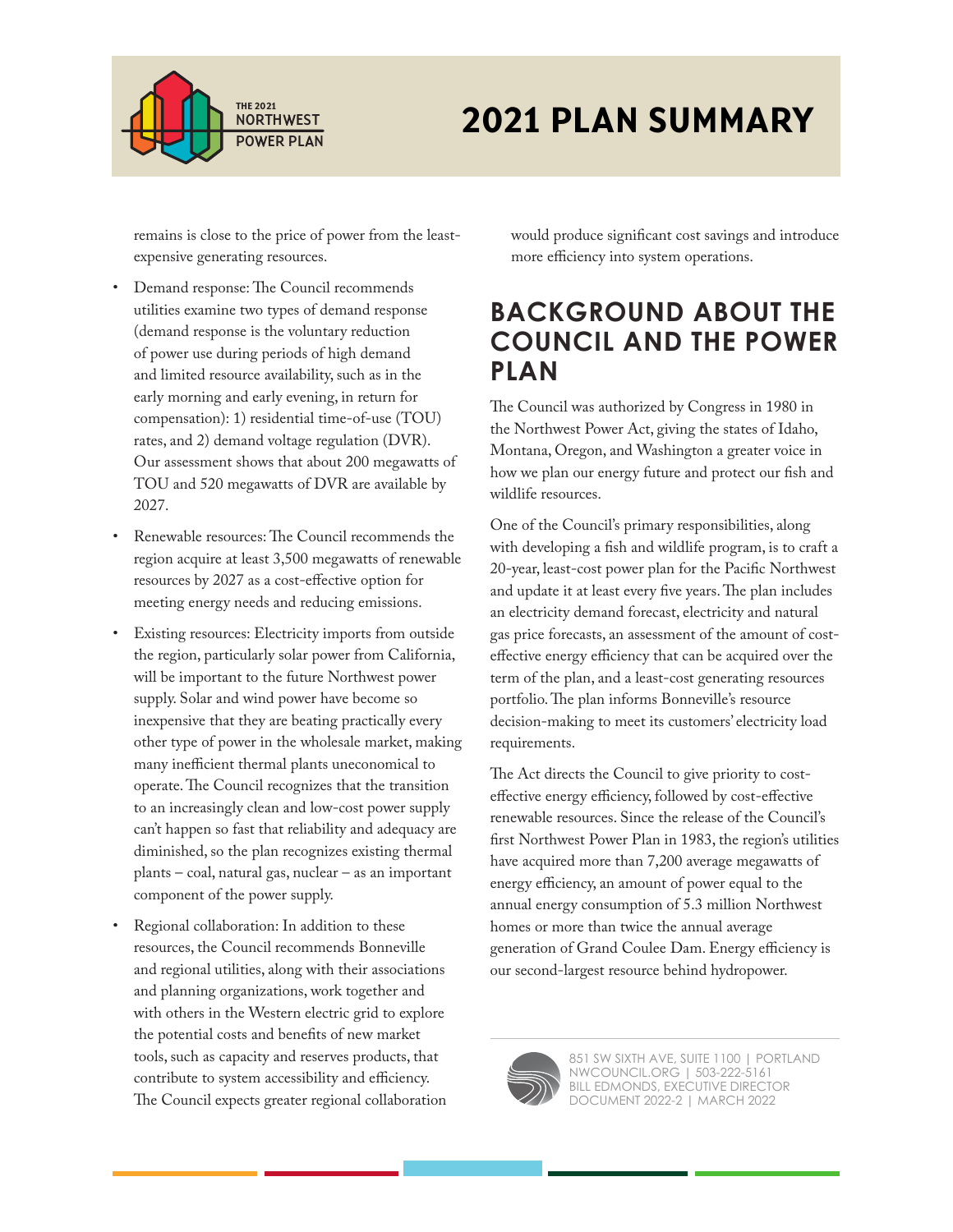remains is close to the price of power from the least-expensive generating resources.

- Demand response: The Council recommends utilities examine two types of demand response (demand response is the voluntary reduction of power use during periods of high demand and limited resource availability, such as in the early morning and early evening, in return for compensation): 1) residential time-of-use (TOU) rates, and 2) demand voltage regulation (DVR). Our assessment shows that about 200 megawatts of TOU and 520 megawatts of DVR are available by 2027.
- Renewable resources: The Council recommends the region acquire at least 3,500 megawatts of renewable resources by 2027 as a cost-effective option for meeting energy needs and reducing emissions.
- Existing resources: Electricity imports from outside the region, particularly solar power from California, will be important to the future Northwest power supply. Solar and wind power have become so inexpensive that they are beating practically every other type of power in the wholesale market, making many inefficient thermal plants uneconomical to operate. The Council recognizes that the transition to an increasingly clean and low-cost power supply can't happen so fast that reliability and adequacy are diminished, so the plan recognizes existing thermal plants – coal, natural gas, nuclear – as an important component of the power supply.
- Regional collaboration: In addition to these resources, the Council recommends Bonneville and regional utilities, along with their associations and planning organizations, work together and with others in the Western electric grid to explore the potential costs and benefits of new market tools, such as capacity and reserves products, that contribute to system accessibility and efficiency. The Council expects greater regional collaboration would produce significant cost savings and introduce more efficiency into system operations.

## BACKGROUND ABOUT THE COUNCIL AND THE POWER PLAN

The Council was authorized by Congress in 1980 in the Northwest Power Act, giving the states of Idaho, Montana, Oregon, and Washington a greater voice in how we plan our energy future and protect our fish and wildlife resources.

One of the Council's primary responsibilities, along with developing a fish and wildlife program, is to craft a 20-year, least-cost power plan for the Pacific Northwest and update it at least every five years. The plan includes an electricity demand forecast, electricity and natural gas price forecasts, an assessment of the amount of cost-effective energy efficiency that can be acquired over the term of the plan, and a least-cost generating resources portfolio. The plan informs Bonneville's resource decision-making to meet its customers' electricity load requirements.

The Act directs the Council to give priority to cost-effective energy efficiency, followed by cost-effective renewable resources. Since the release of the Council's first Northwest Power Plan in 1983, the region's utilities have acquired more than 7,200 average megawatts of energy efficiency, an amount of power equal to the annual energy consumption of 5.3 million Northwest homes or more than twice the annual average generation of Grand Coulee Dam. Energy efficiency is our second-largest resource behind hydropower.

851 SW SIXTH AVE, SUITE 1100 | PORTLAND
NWCOUNCIL.ORG | 503-222-5161
BILL EDMONDS, EXECUTIVE DIRECTOR
DOCUMENT 2022-2 | MARCH 2022